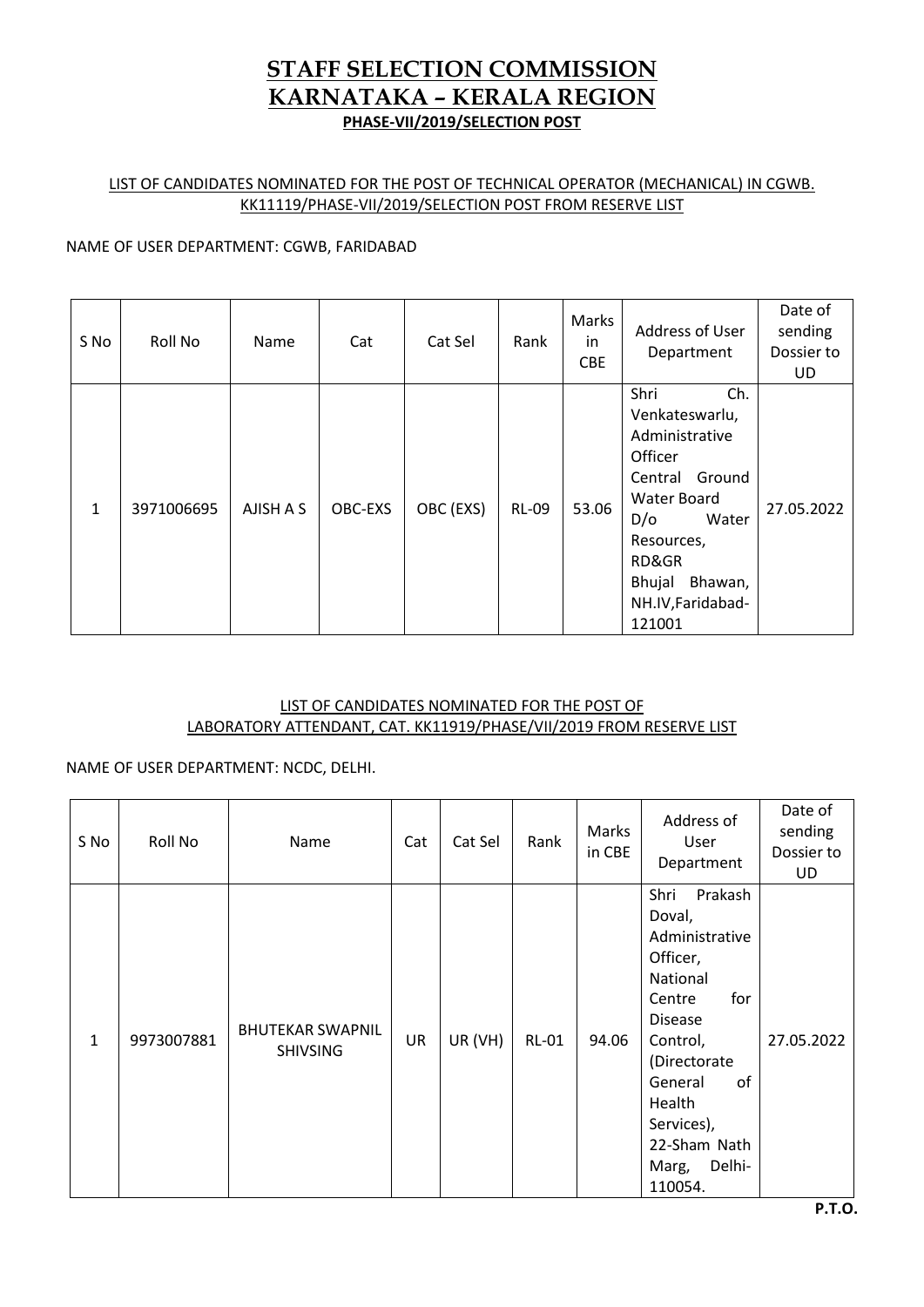# STAFF SELECTION COMMISSION
# KARNATAKA – KERALA REGION
## PHASE-VII/2019/SELECTION POST

LIST OF CANDIDATES NOMINATED FOR THE POST OF TECHNICAL OPERATOR (MECHANICAL) IN CGWB. KK11119/PHASE-VII/2019/SELECTION POST FROM RESERVE LIST

NAME OF USER DEPARTMENT: CGWB, FARIDABAD

| S No | Roll No | Name | Cat | Cat Sel | Rank | Marks in CBE | Address of User Department | Date of sending Dossier to UD |
|---|---|---|---|---|---|---|---|---|
| 1 | 3971006695 | AJISH A S | OBC-EXS | OBC (EXS) | RL-09 | 53.06 | Shri Ch. Venkateswarlu, Administrative Officer Central Ground Water Board D/o Water Resources, RD&GR Bhujal Bhawan, NH.IV,Faridabad-121001 | 27.05.2022 |

LIST OF CANDIDATES NOMINATED FOR THE POST OF LABORATORY ATTENDANT, CAT. KK11919/PHASE/VII/2019 FROM RESERVE LIST

NAME OF USER DEPARTMENT: NCDC, DELHI.

| S No | Roll No | Name | Cat | Cat Sel | Rank | Marks in CBE | Address of User Department | Date of sending Dossier to UD |
|---|---|---|---|---|---|---|---|---|
| 1 | 9973007881 | BHUTEKAR SWAPNIL SHIVSING | UR | UR (VH) | RL-01 | 94.06 | Shri Prakash Doval, Administrative Officer, National Centre for Disease Control, (Directorate General of Health Services), 22-Sham Nath Marg, Delhi-110054. | 27.05.2022 |

**P.T.O.**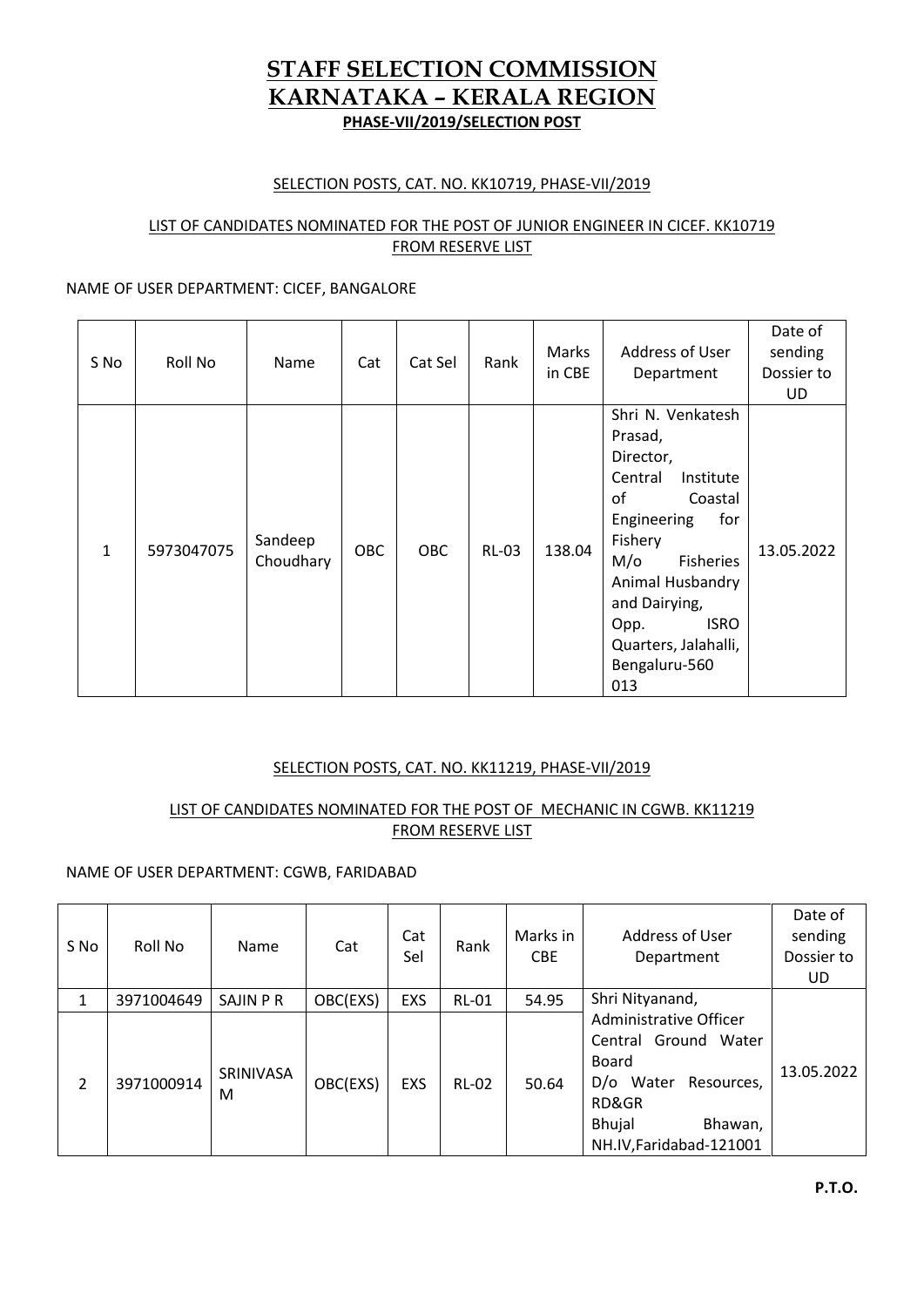# STAFF SELECTION COMMISSION
# KARNATAKA – KERALA REGION
**PHASE-VII/2019/SELECTION POST**

SELECTION POSTS, CAT. NO. KK10719, PHASE-VII/2019

LIST OF CANDIDATES NOMINATED FOR THE POST OF JUNIOR ENGINEER IN CICEF. KK10719 FROM RESERVE LIST

NAME OF USER DEPARTMENT: CICEF, BANGALORE

| S No | Roll No | Name | Cat | Cat Sel | Rank | Marks in CBE | Address of User Department | Date of sending Dossier to UD |
|---|---|---|---|---|---|---|---|---|
| 1 | 5973047075 | Sandeep Choudhary | OBC | OBC | RL-03 | 138.04 | Shri N. Venkatesh Prasad, Director, Central Institute of Coastal Engineering for Fishery M/o Fisheries Animal Husbandry and Dairying, Opp. ISRO Quarters, Jalahalli, Bengaluru-560 013 | 13.05.2022 |

SELECTION POSTS, CAT. NO. KK11219, PHASE-VII/2019

LIST OF CANDIDATES NOMINATED FOR THE POST OF MECHANIC IN CGWB. KK11219 FROM RESERVE LIST

NAME OF USER DEPARTMENT: CGWB, FARIDABAD

| S No | Roll No | Name | Cat | Cat Sel | Rank | Marks in CBE | Address of User Department | Date of sending Dossier to UD |
|---|---|---|---|---|---|---|---|---|
| 1 | 3971004649 | SAJIN P R | OBC(EXS) | EXS | RL-01 | 54.95 | Shri Nityanand, Administrative Officer Central Ground Water Board D/o Water Resources, RD&GR Bhujal Bhawan, NH.IV,Faridabad-121001 | 13.05.2022 |
| 2 | 3971000914 | SRINIVASA M | OBC(EXS) | EXS | RL-02 | 50.64 | | |

**P.T.O.**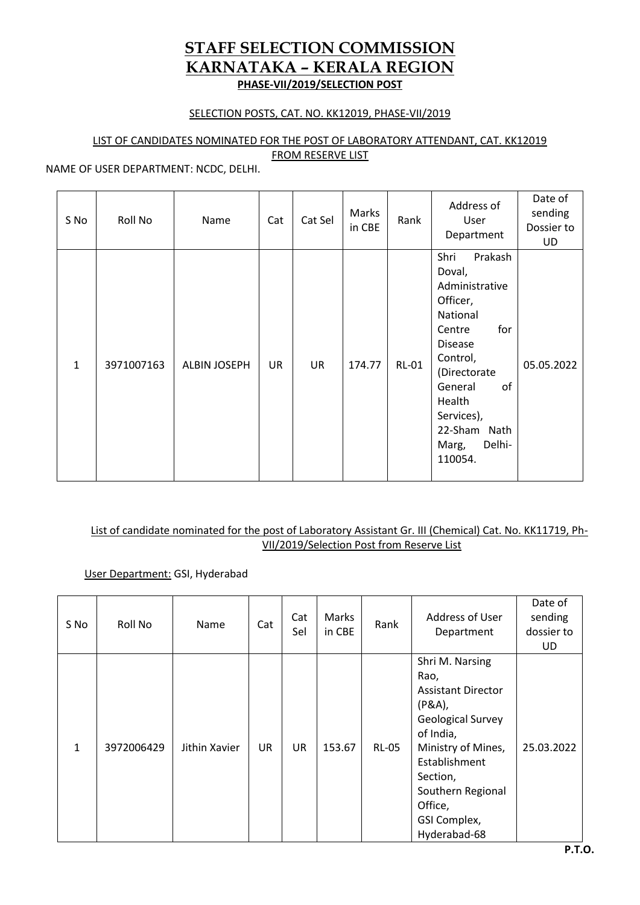# STAFF SELECTION COMMISSION
# KARNATAKA – KERALA REGION
**PHASE-VII/2019/SELECTION POST**

SELECTION POSTS, CAT. NO. KK12019, PHASE-VII/2019

LIST OF CANDIDATES NOMINATED FOR THE POST OF LABORATORY ATTENDANT, CAT. KK12019 FROM RESERVE LIST

NAME OF USER DEPARTMENT: NCDC, DELHI.

| S No | Roll No | Name | Cat | Cat Sel | Marks in CBE | Rank | Address of User Department | Date of sending Dossier to UD |
|---|---|---|---|---|---|---|---|---|
| 1 | 3971007163 | ALBIN JOSEPH | UR | UR | 174.77 | RL-01 | Shri Prakash Doval, Administrative Officer, National Centre for Disease Control, (Directorate General of Health Services), 22-Sham Nath Marg, Delhi-110054. | 05.05.2022 |

List of candidate nominated for the post of Laboratory Assistant Gr. III (Chemical) Cat. No. KK11719, Ph-VII/2019/Selection Post from Reserve List

User Department: GSI, Hyderabad

| S No | Roll No | Name | Cat | Cat Sel | Marks in CBE | Rank | Address of User Department | Date of sending dossier to UD |
|---|---|---|---|---|---|---|---|---|
| 1 | 3972006429 | Jithin Xavier | UR | UR | 153.67 | RL-05 | Shri M. Narsing Rao, Assistant Director (P&A), Geological Survey of India, Ministry of Mines, Establishment Section, Southern Regional Office, GSI Complex, Hyderabad-68 | 25.03.2022 |

**P.T.O.**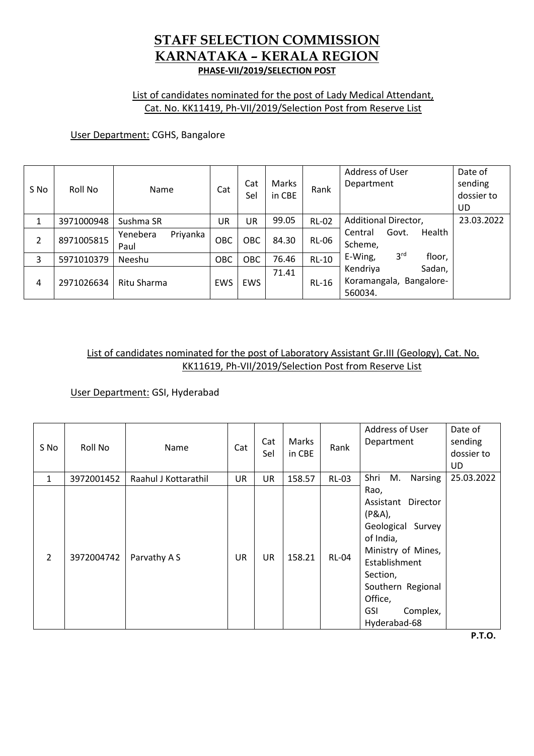# STAFF SELECTION COMMISSION
# KARNATAKA – KERALA REGION
**PHASE-VII/2019/SELECTION POST**

List of candidates nominated for the post of Lady Medical Attendant, Cat. No. KK11419, Ph-VII/2019/Selection Post from Reserve List

User Department: CGHS, Bangalore

| S No | Roll No | Name | Cat | Cat Sel | Marks in CBE | Rank | Address of User Department | Date of sending dossier to UD |
|---|---|---|---|---|---|---|---|---|
| 1 | 3971000948 | Sushma SR | UR | UR | 99.05 | RL-02 | Additional Director, Central Govt. Health Scheme, E-Wing, 3rd floor, Kendriya Sadan, Koramangala, Bangalore-560034. | 23.03.2022 |
| 2 | 8971005815 | Yenebera Priyanka Paul | OBC | OBC | 84.30 | RL-06 | | |
| 3 | 5971010379 | Neeshu | OBC | OBC | 76.46 | RL-10 | | |
| 4 | 2971026634 | Ritu Sharma | EWS | EWS | 71.41 | RL-16 | | |

List of candidates nominated for the post of Laboratory Assistant Gr.III (Geology), Cat. No. KK11619, Ph-VII/2019/Selection Post from Reserve List

User Department: GSI, Hyderabad

| S No | Roll No | Name | Cat | Cat Sel | Marks in CBE | Rank | Address of User Department | Date of sending dossier to UD |
|---|---|---|---|---|---|---|---|---|
| 1 | 3972001452 | Raahul J Kottarathil | UR | UR | 158.57 | RL-03 | Shri M. Narsing Rao, Assistant Director (P&A), Geological Survey of India, Ministry of Mines, Establishment Section, Southern Regional Office, GSI Complex, Hyderabad-68 | 25.03.2022 |
| 2 | 3972004742 | Parvathy A S | UR | UR | 158.21 | RL-04 | | |

**P.T.O.**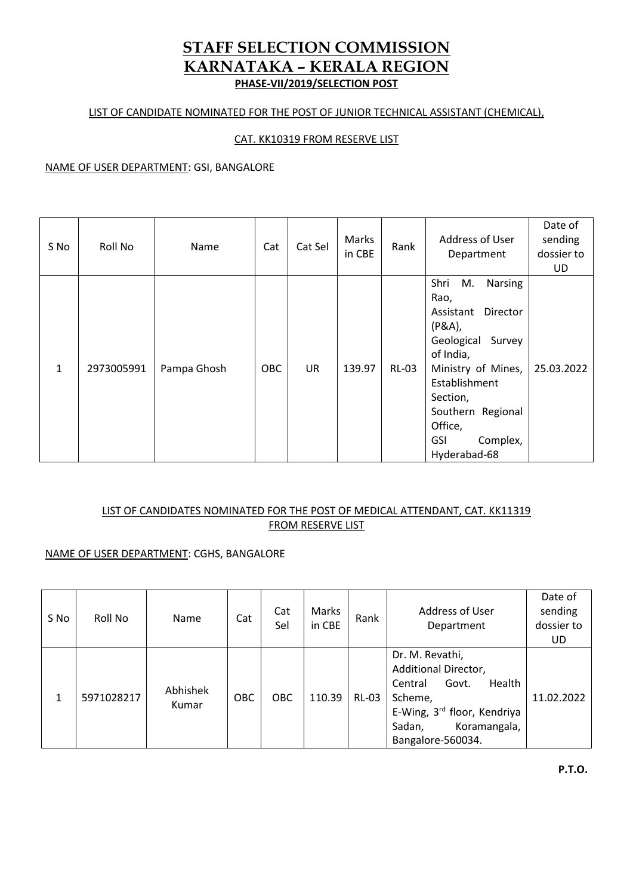# STAFF SELECTION COMMISSION
# KARNATAKA – KERALA REGION
**PHASE-VII/2019/SELECTION POST**

LIST OF CANDIDATE NOMINATED FOR THE POST OF JUNIOR TECHNICAL ASSISTANT (CHEMICAL),

CAT. KK10319 FROM RESERVE LIST

NAME OF USER DEPARTMENT: GSI, BANGALORE

| S No | Roll No | Name | Cat | Cat Sel | Marks in CBE | Rank | Address of User Department | Date of sending dossier to UD |
|---|---|---|---|---|---|---|---|---|
| 1 | 2973005991 | Pampa Ghosh | OBC | UR | 139.97 | RL-03 | Shri M. Narsing Rao, Assistant Director (P&A), Geological Survey of India, Ministry of Mines, Establishment Section, Southern Regional Office, GSI Complex, Hyderabad-68 | 25.03.2022 |

LIST OF CANDIDATES NOMINATED FOR THE POST OF MEDICAL ATTENDANT, CAT. KK11319 FROM RESERVE LIST

NAME OF USER DEPARTMENT: CGHS, BANGALORE

| S No | Roll No | Name | Cat | Cat Sel | Marks in CBE | Rank | Address of User Department | Date of sending dossier to UD |
|---|---|---|---|---|---|---|---|---|
| 1 | 5971028217 | Abhishek Kumar | OBC | OBC | 110.39 | RL-03 | Dr. M. Revathi, Additional Director, Central Govt. Health Scheme, E-Wing, 3rd floor, Kendriya Sadan, Koramangala, Bangalore-560034. | 11.02.2022 |

**P.T.O.**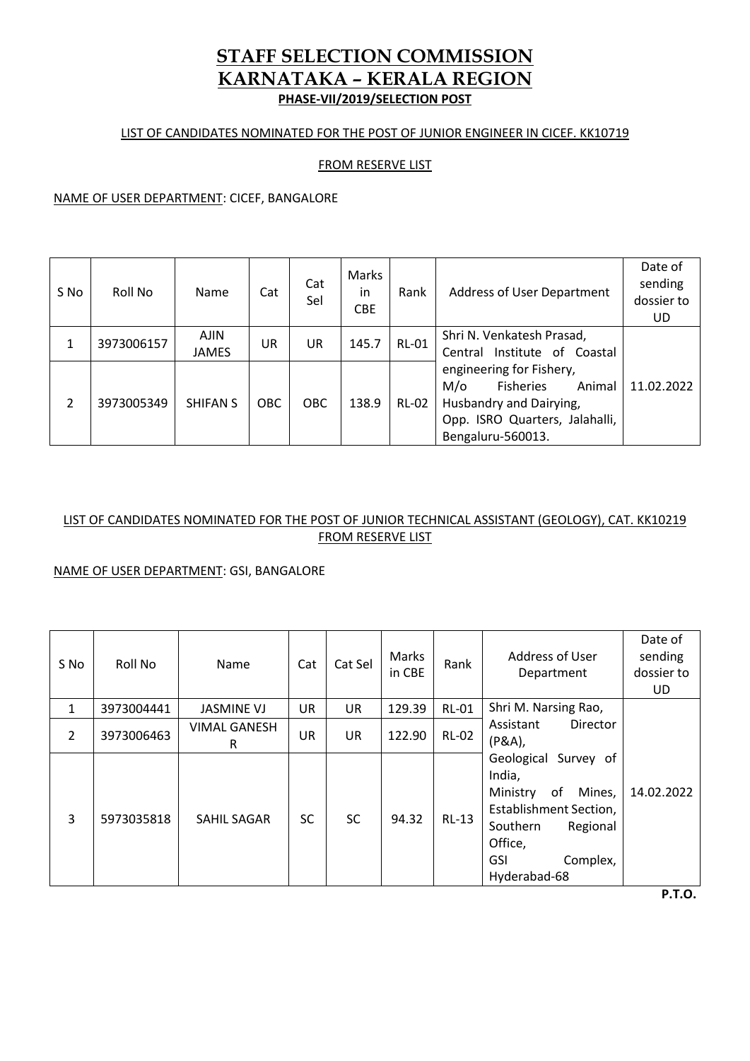# STAFF SELECTION COMMISSION
# KARNATAKA – KERALA REGION
### PHASE-VII/2019/SELECTION POST

LIST OF CANDIDATES NOMINATED FOR THE POST OF JUNIOR ENGINEER IN CICEF. KK10719

FROM RESERVE LIST

NAME OF USER DEPARTMENT: CICEF, BANGALORE

| S No | Roll No | Name | Cat | Cat Sel | Marks in CBE | Rank | Address of User Department | Date of sending dossier to UD |
|---|---|---|---|---|---|---|---|---|
| 1 | 3973006157 | AJIN JAMES | UR | UR | 145.7 | RL-01 | Shri N. Venkatesh Prasad, Central Institute of Coastal engineering for Fishery, M/o Fisheries Animal Husbandry and Dairying, Opp. ISRO Quarters, Jalahalli, Bengaluru-560013. | 11.02.2022 |
| 2 | 3973005349 | SHIFAN S | OBC | OBC | 138.9 | RL-02 | | |

LIST OF CANDIDATES NOMINATED FOR THE POST OF JUNIOR TECHNICAL ASSISTANT (GEOLOGY), CAT. KK10219 FROM RESERVE LIST

NAME OF USER DEPARTMENT: GSI, BANGALORE

| S No | Roll No | Name | Cat | Cat Sel | Marks in CBE | Rank | Address of User Department | Date of sending dossier to UD |
|---|---|---|---|---|---|---|---|---|
| 1 | 3973004441 | JASMINE VJ | UR | UR | 129.39 | RL-01 | Shri M. Narsing Rao, Assistant Director (P&A), Geological Survey of India, Ministry of Mines, Establishment Section, Southern Regional Office, GSI Complex, Hyderabad-68 | 14.02.2022 |
| 2 | 3973006463 | VIMAL GANESH R | UR | UR | 122.90 | RL-02 | | |
| 3 | 5973035818 | SAHIL SAGAR | SC | SC | 94.32 | RL-13 | | |

**P.T.O.**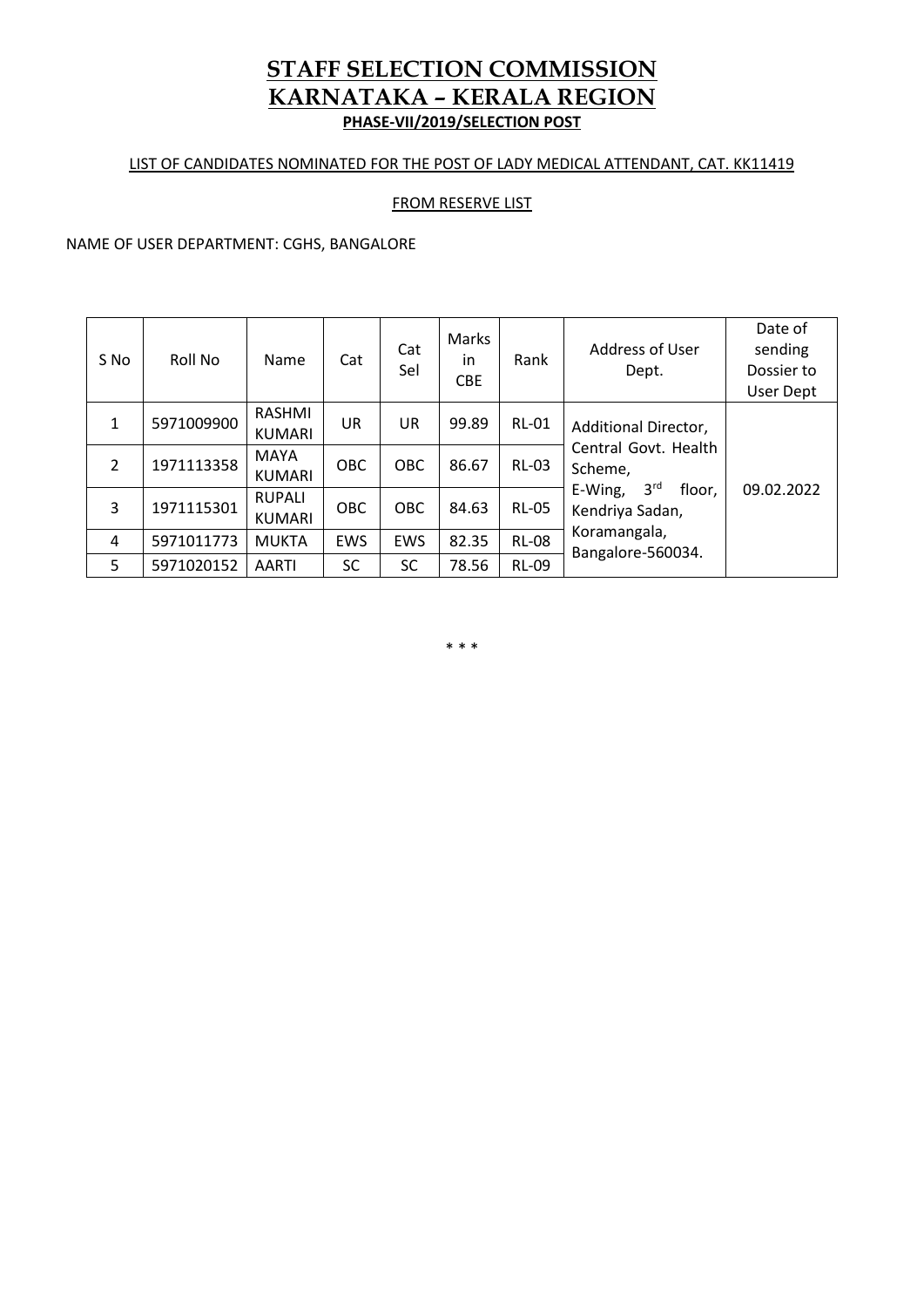# STAFF SELECTION COMMISSION
# KARNATAKA – KERALA REGION
### PHASE-VII/2019/SELECTION POST

LIST OF CANDIDATES NOMINATED FOR THE POST OF LADY MEDICAL ATTENDANT, CAT. KK11419

FROM RESERVE LIST

NAME OF USER DEPARTMENT: CGHS, BANGALORE

| S No | Roll No | Name | Cat | Cat Sel | Marks in CBE | Rank | Address of User Dept. | Date of sending Dossier to User Dept |
|---|---|---|---|---|---|---|---|---|
| 1 | 5971009900 | RASHMI KUMARI | UR | UR | 99.89 | RL-01 | Additional Director, Central Govt. Health Scheme, E-Wing, 3rd floor, Kendriya Sadan, Koramangala, Bangalore-560034. | 09.02.2022 |
| 2 | 1971113358 | MAYA KUMARI | OBC | OBC | 86.67 | RL-03 | | |
| 3 | 1971115301 | RUPALI KUMARI | OBC | OBC | 84.63 | RL-05 | | |
| 4 | 5971011773 | MUKTA | EWS | EWS | 82.35 | RL-08 | | |
| 5 | 5971020152 | AARTI | SC | SC | 78.56 | RL-09 | | |

\* \* \*